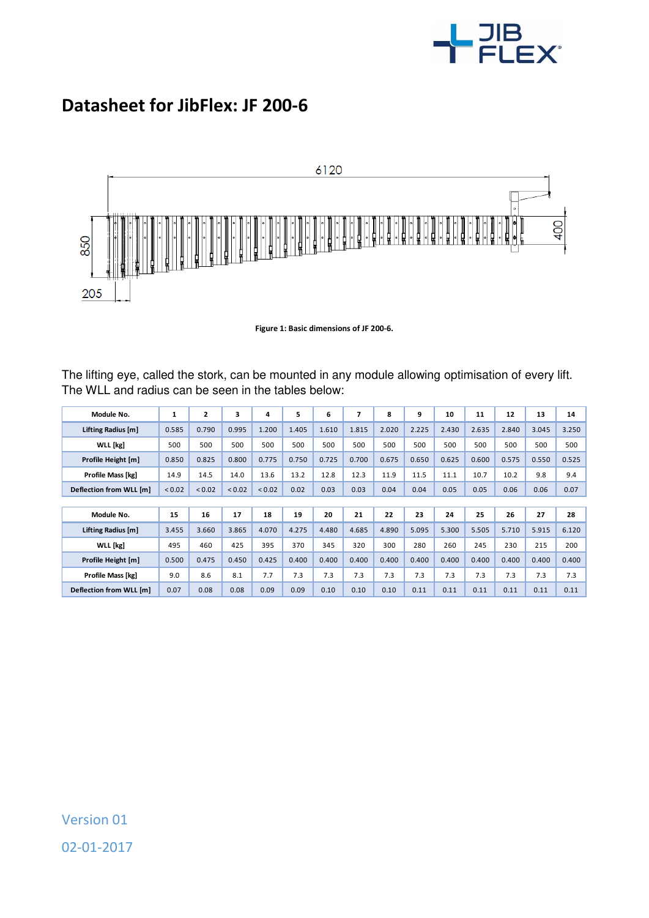# Datasheet for JibFlex: JF 200-6

Figure 1: Basic dimensions of JF 200-6.

The lifting eye, called the stork, can be mounted in any module allowing optimisation of every lift. The WLL and radius can be seen in the tables below:

| Module No. | 1 | 2 | 3 | 4 | 5 | 6 | 7 | 8 | 9 | 10 | 11 | 12 | 13 | 14 |
|---|---|---|---|---|---|---|---|---|---|---|---|---|---|---|
| Lifting Radius [m] | 0.585 | 0.790 | 0.995 | 1.200 | 1.405 | 1.610 | 1.815 | 2.020 | 2.225 | 2.430 | 2.635 | 2.840 | 3.045 | 3.250 |
| WLL [kg] | 500 | 500 | 500 | 500 | 500 | 500 | 500 | 500 | 500 | 500 | 500 | 500 | 500 | 500 |
| Profile Height [m] | 0.850 | 0.825 | 0.800 | 0.775 | 0.750 | 0.725 | 0.700 | 0.675 | 0.650 | 0.625 | 0.600 | 0.575 | 0.550 | 0.525 |
| Profile Mass [kg] | 14.9 | 14.5 | 14.0 | 13.6 | 13.2 | 12.8 | 12.3 | 11.9 | 11.5 | 11.1 | 10.7 | 10.2 | 9.8 | 9.4 |
| Deflection from WLL [m] | < 0.02 | < 0.02 | < 0.02 | < 0.02 | 0.02 | 0.03 | 0.03 | 0.04 | 0.04 | 0.05 | 0.05 | 0.06 | 0.06 | 0.07 |

| Module No. | 15 | 16 | 17 | 18 | 19 | 20 | 21 | 22 | 23 | 24 | 25 | 26 | 27 | 28 |
|---|---|---|---|---|---|---|---|---|---|---|---|---|---|---|
| Lifting Radius [m] | 3.455 | 3.660 | 3.865 | 4.070 | 4.275 | 4.480 | 4.685 | 4.890 | 5.095 | 5.300 | 5.505 | 5.710 | 5.915 | 6.120 |
| WLL [kg] | 495 | 460 | 425 | 395 | 370 | 345 | 320 | 300 | 280 | 260 | 245 | 230 | 215 | 200 |
| Profile Height [m] | 0.500 | 0.475 | 0.450 | 0.425 | 0.400 | 0.400 | 0.400 | 0.400 | 0.400 | 0.400 | 0.400 | 0.400 | 0.400 | 0.400 |
| Profile Mass [kg] | 9.0 | 8.6 | 8.1 | 7.7 | 7.3 | 7.3 | 7.3 | 7.3 | 7.3 | 7.3 | 7.3 | 7.3 | 7.3 | 7.3 |
| Deflection from WLL [m] | 0.07 | 0.08 | 0.08 | 0.09 | 0.09 | 0.10 | 0.10 | 0.10 | 0.11 | 0.11 | 0.11 | 0.11 | 0.11 | 0.11 |

Version 01

02-01-2017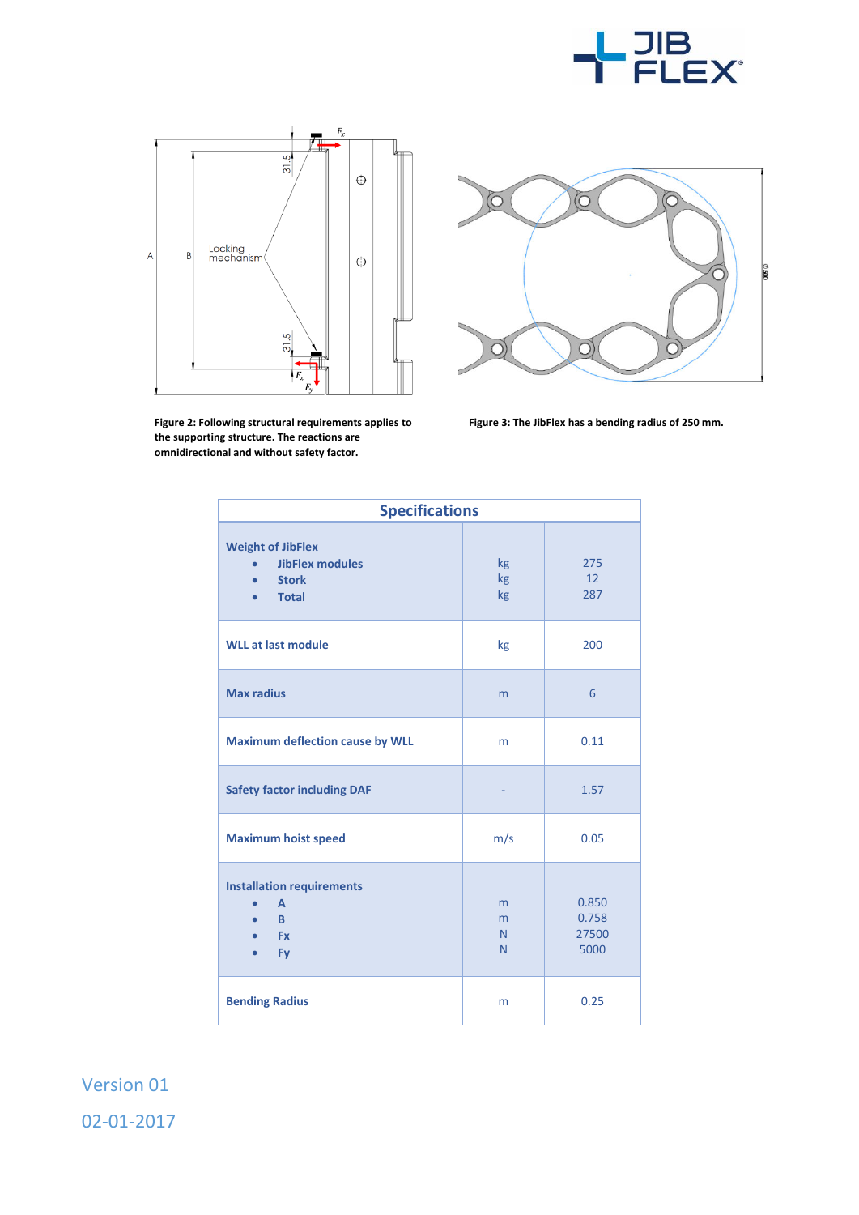Figure 2: Following structural requirements applies to the supporting structure. The reactions are omnidirectional and without safety factor.

Figure 3: The JibFlex has a bending radius of 250 mm.

| Specifications | | |
|---|---|---|
| **Weight of JibFlex**<br>• JibFlex modules<br>• Stork<br>• Total | <br>kg<br>kg<br>kg | <br>275<br>12<br>287 |
| **WLL at last module** | kg | 200 |
| **Max radius** | m | 6 |
| **Maximum deflection cause by WLL** | m | 0.11 |
| **Safety factor including DAF** | - | 1.57 |
| **Maximum hoist speed** | m/s | 0.05 |
| **Installation requirements**<br>• A<br>• B<br>• Fx<br>• Fy | <br>m<br>m<br>N<br>N | <br>0.850<br>0.758<br>27500<br>5000 |
| **Bending Radius** | m | 0.25 |

Version 01

02-01-2017